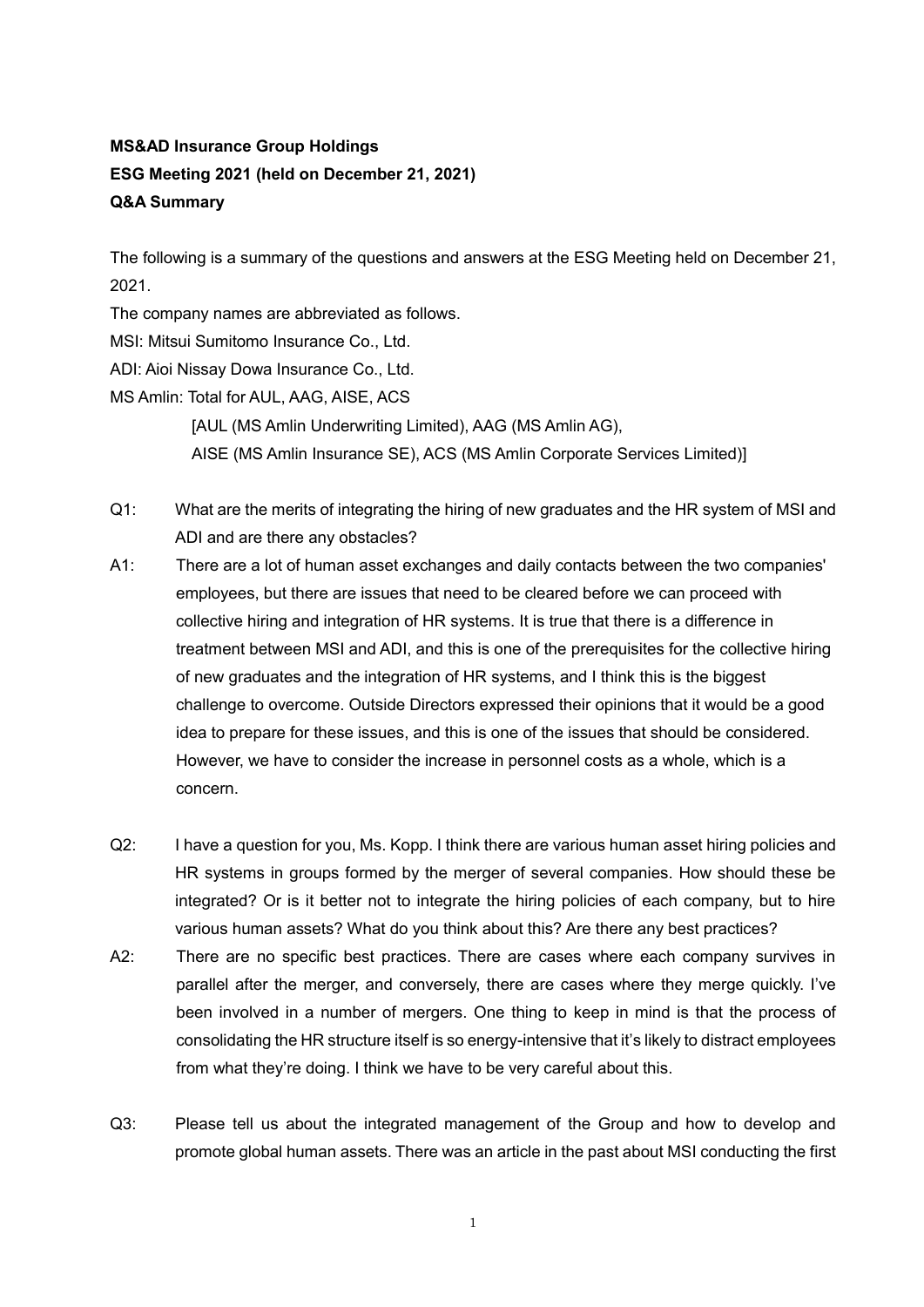**MS&AD Insurance Group Holdings**
**ESG Meeting 2021 (held on December 21, 2021)**
**Q&A Summary**

The following is a summary of the questions and answers at the ESG Meeting held on December 21, 2021.

The company names are abbreviated as follows.

MSI: Mitsui Sumitomo Insurance Co., Ltd.

ADI: Aioi Nissay Dowa Insurance Co., Ltd.

MS Amlin: Total for AUL, AAG, AISE, ACS

[AUL (MS Amlin Underwriting Limited), AAG (MS Amlin AG),
AISE (MS Amlin Insurance SE), ACS (MS Amlin Corporate Services Limited)]

Q1: What are the merits of integrating the hiring of new graduates and the HR system of MSI and ADI and are there any obstacles?

A1: There are a lot of human asset exchanges and daily contacts between the two companies' employees, but there are issues that need to be cleared before we can proceed with collective hiring and integration of HR systems. It is true that there is a difference in treatment between MSI and ADI, and this is one of the prerequisites for the collective hiring of new graduates and the integration of HR systems, and I think this is the biggest challenge to overcome. Outside Directors expressed their opinions that it would be a good idea to prepare for these issues, and this is one of the issues that should be considered. However, we have to consider the increase in personnel costs as a whole, which is a concern.

Q2: I have a question for you, Ms. Kopp. I think there are various human asset hiring policies and HR systems in groups formed by the merger of several companies. How should these be integrated? Or is it better not to integrate the hiring policies of each company, but to hire various human assets? What do you think about this? Are there any best practices?

A2: There are no specific best practices. There are cases where each company survives in parallel after the merger, and conversely, there are cases where they merge quickly. I've been involved in a number of mergers. One thing to keep in mind is that the process of consolidating the HR structure itself is so energy-intensive that it's likely to distract employees from what they're doing. I think we have to be very careful about this.

Q3: Please tell us about the integrated management of the Group and how to develop and promote global human assets. There was an article in the past about MSI conducting the first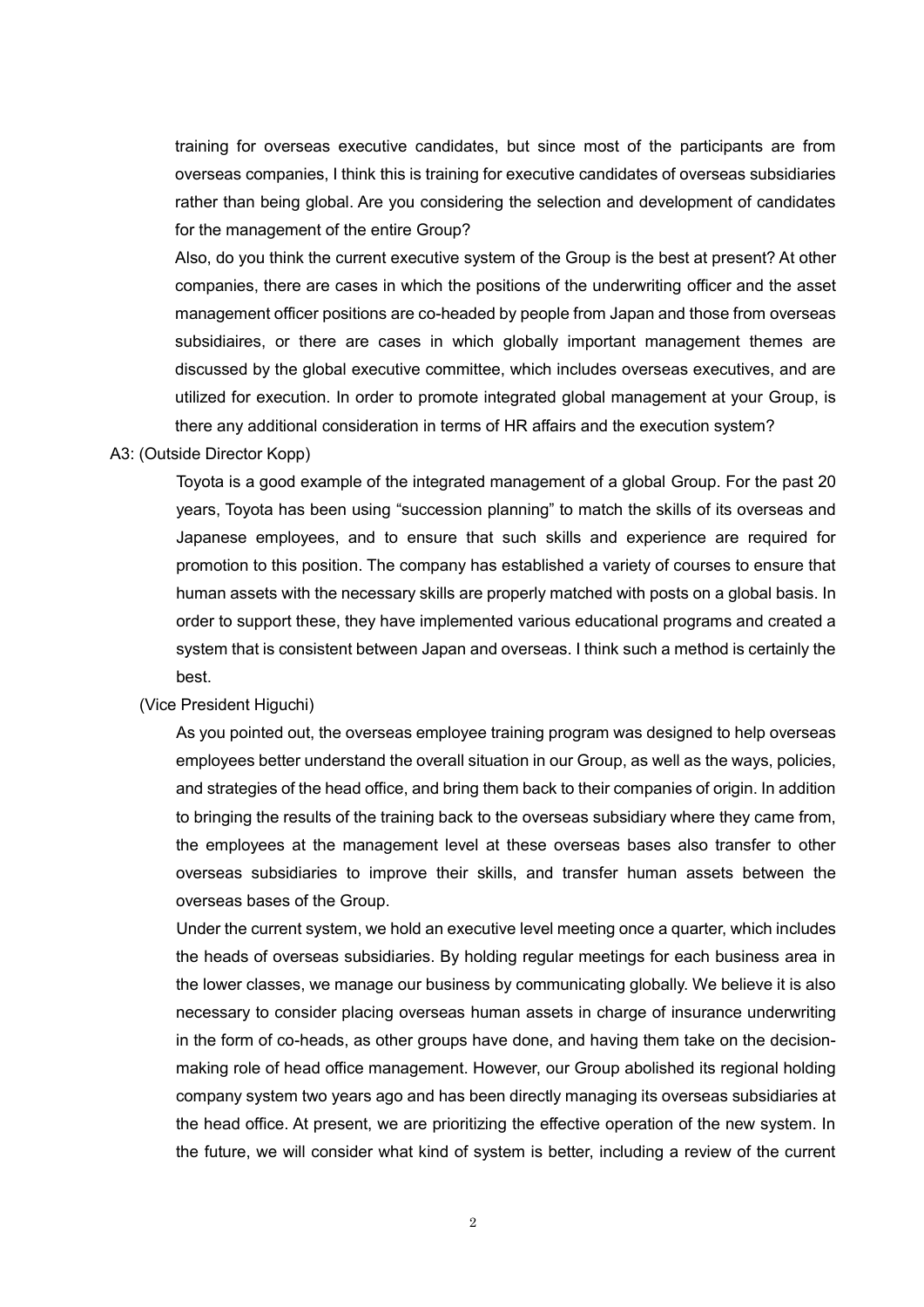training for overseas executive candidates, but since most of the participants are from overseas companies, I think this is training for executive candidates of overseas subsidiaries rather than being global. Are you considering the selection and development of candidates for the management of the entire Group?

Also, do you think the current executive system of the Group is the best at present? At other companies, there are cases in which the positions of the underwriting officer and the asset management officer positions are co-headed by people from Japan and those from overseas subsidiaires, or there are cases in which globally important management themes are discussed by the global executive committee, which includes overseas executives, and are utilized for execution. In order to promote integrated global management at your Group, is there any additional consideration in terms of HR affairs and the execution system?

A3: (Outside Director Kopp)

Toyota is a good example of the integrated management of a global Group. For the past 20 years, Toyota has been using "succession planning" to match the skills of its overseas and Japanese employees, and to ensure that such skills and experience are required for promotion to this position. The company has established a variety of courses to ensure that human assets with the necessary skills are properly matched with posts on a global basis. In order to support these, they have implemented various educational programs and created a system that is consistent between Japan and overseas. I think such a method is certainly the best.

(Vice President Higuchi)

As you pointed out, the overseas employee training program was designed to help overseas employees better understand the overall situation in our Group, as well as the ways, policies, and strategies of the head office, and bring them back to their companies of origin. In addition to bringing the results of the training back to the overseas subsidiary where they came from, the employees at the management level at these overseas bases also transfer to other overseas subsidiaries to improve their skills, and transfer human assets between the overseas bases of the Group.

Under the current system, we hold an executive level meeting once a quarter, which includes the heads of overseas subsidiaries. By holding regular meetings for each business area in the lower classes, we manage our business by communicating globally. We believe it is also necessary to consider placing overseas human assets in charge of insurance underwriting in the form of co-heads, as other groups have done, and having them take on the decision-making role of head office management. However, our Group abolished its regional holding company system two years ago and has been directly managing its overseas subsidiaries at the head office. At present, we are prioritizing the effective operation of the new system. In the future, we will consider what kind of system is better, including a review of the current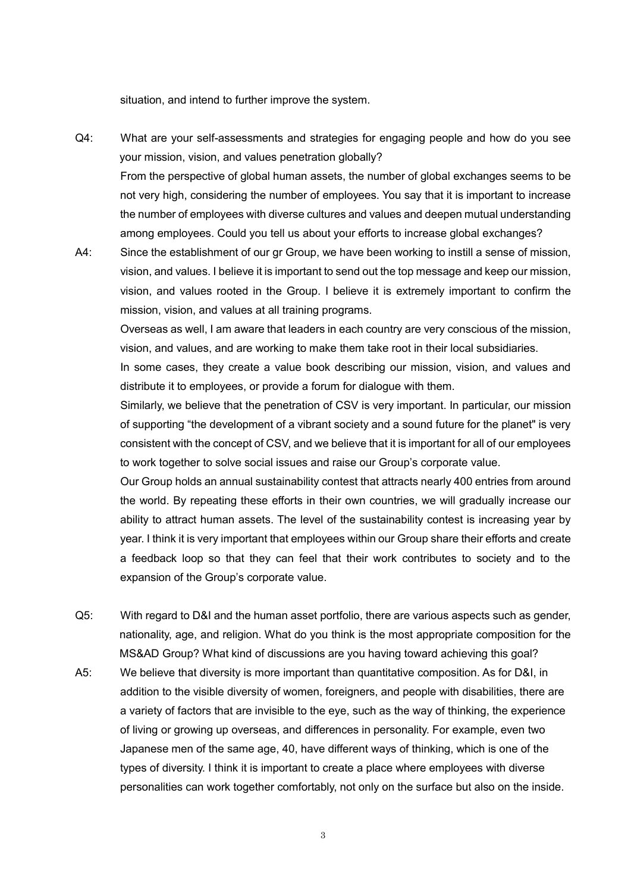situation, and intend to further improve the system.

Q4: What are your self-assessments and strategies for engaging people and how do you see your mission, vision, and values penetration globally?
From the perspective of global human assets, the number of global exchanges seems to be not very high, considering the number of employees. You say that it is important to increase the number of employees with diverse cultures and values and deepen mutual understanding among employees. Could you tell us about your efforts to increase global exchanges?

A4: Since the establishment of our gr Group, we have been working to instill a sense of mission, vision, and values. I believe it is important to send out the top message and keep our mission, vision, and values rooted in the Group. I believe it is extremely important to confirm the mission, vision, and values at all training programs.
Overseas as well, I am aware that leaders in each country are very conscious of the mission, vision, and values, and are working to make them take root in their local subsidiaries.
In some cases, they create a value book describing our mission, vision, and values and distribute it to employees, or provide a forum for dialogue with them.
Similarly, we believe that the penetration of CSV is very important. In particular, our mission of supporting "the development of a vibrant society and a sound future for the planet" is very consistent with the concept of CSV, and we believe that it is important for all of our employees to work together to solve social issues and raise our Group's corporate value.
Our Group holds an annual sustainability contest that attracts nearly 400 entries from around the world. By repeating these efforts in their own countries, we will gradually increase our ability to attract human assets. The level of the sustainability contest is increasing year by year. I think it is very important that employees within our Group share their efforts and create a feedback loop so that they can feel that their work contributes to society and to the expansion of the Group's corporate value.

Q5: With regard to D&I and the human asset portfolio, there are various aspects such as gender, nationality, age, and religion. What do you think is the most appropriate composition for the MS&AD Group? What kind of discussions are you having toward achieving this goal?

A5: We believe that diversity is more important than quantitative composition. As for D&I, in addition to the visible diversity of women, foreigners, and people with disabilities, there are a variety of factors that are invisible to the eye, such as the way of thinking, the experience of living or growing up overseas, and differences in personality. For example, even two Japanese men of the same age, 40, have different ways of thinking, which is one of the types of diversity. I think it is important to create a place where employees with diverse personalities can work together comfortably, not only on the surface but also on the inside.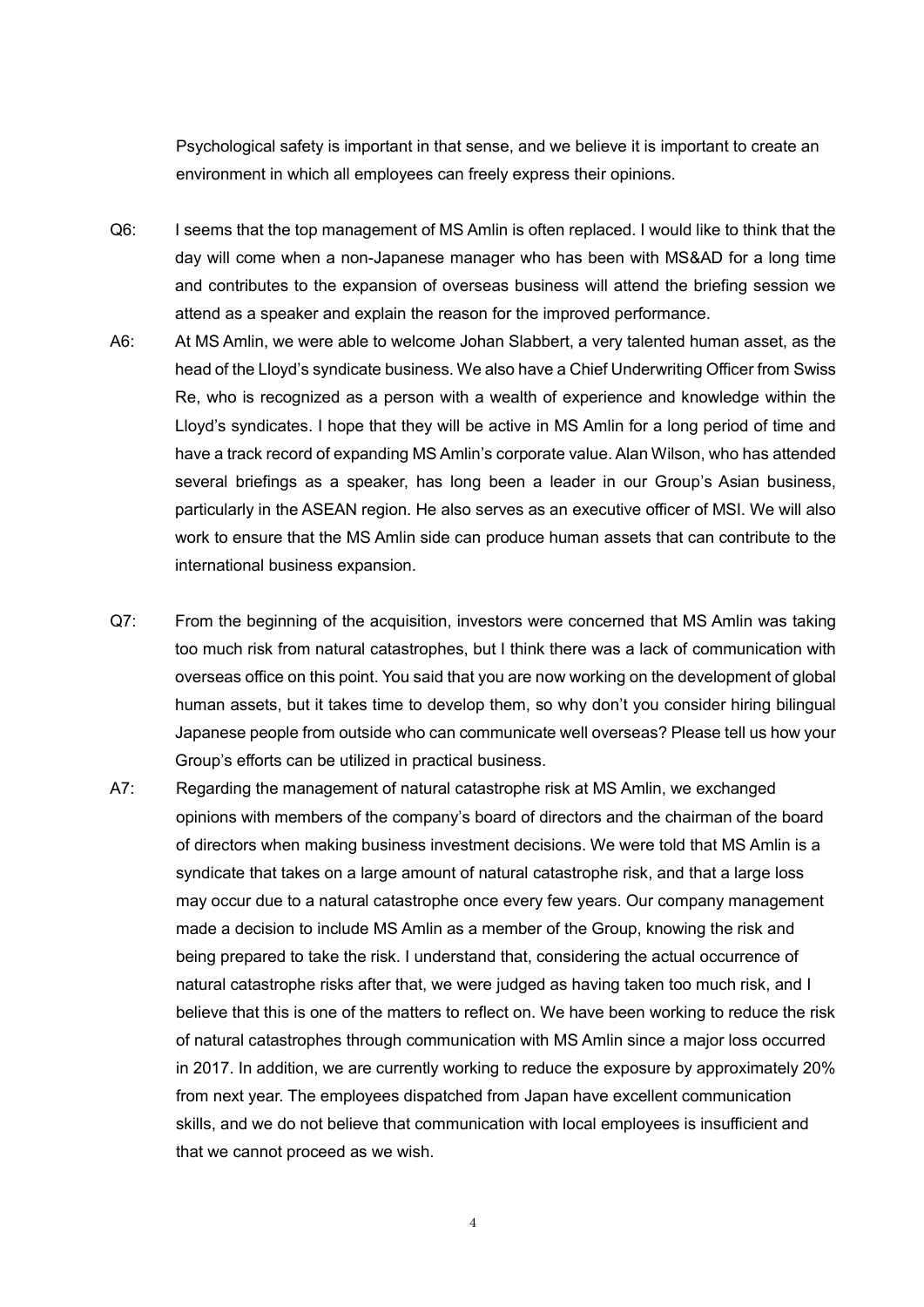Psychological safety is important in that sense, and we believe it is important to create an environment in which all employees can freely express their opinions.

Q6: I seems that the top management of MS Amlin is often replaced. I would like to think that the day will come when a non-Japanese manager who has been with MS&AD for a long time and contributes to the expansion of overseas business will attend the briefing session we attend as a speaker and explain the reason for the improved performance.

A6: At MS Amlin, we were able to welcome Johan Slabbert, a very talented human asset, as the head of the Lloyd's syndicate business. We also have a Chief Underwriting Officer from Swiss Re, who is recognized as a person with a wealth of experience and knowledge within the Lloyd's syndicates. I hope that they will be active in MS Amlin for a long period of time and have a track record of expanding MS Amlin's corporate value. Alan Wilson, who has attended several briefings as a speaker, has long been a leader in our Group's Asian business, particularly in the ASEAN region. He also serves as an executive officer of MSI. We will also work to ensure that the MS Amlin side can produce human assets that can contribute to the international business expansion.

Q7: From the beginning of the acquisition, investors were concerned that MS Amlin was taking too much risk from natural catastrophes, but I think there was a lack of communication with overseas office on this point. You said that you are now working on the development of global human assets, but it takes time to develop them, so why don't you consider hiring bilingual Japanese people from outside who can communicate well overseas? Please tell us how your Group's efforts can be utilized in practical business.

A7: Regarding the management of natural catastrophe risk at MS Amlin, we exchanged opinions with members of the company's board of directors and the chairman of the board of directors when making business investment decisions. We were told that MS Amlin is a syndicate that takes on a large amount of natural catastrophe risk, and that a large loss may occur due to a natural catastrophe once every few years. Our company management made a decision to include MS Amlin as a member of the Group, knowing the risk and being prepared to take the risk. I understand that, considering the actual occurrence of natural catastrophe risks after that, we were judged as having taken too much risk, and I believe that this is one of the matters to reflect on. We have been working to reduce the risk of natural catastrophes through communication with MS Amlin since a major loss occurred in 2017. In addition, we are currently working to reduce the exposure by approximately 20% from next year. The employees dispatched from Japan have excellent communication skills, and we do not believe that communication with local employees is insufficient and that we cannot proceed as we wish.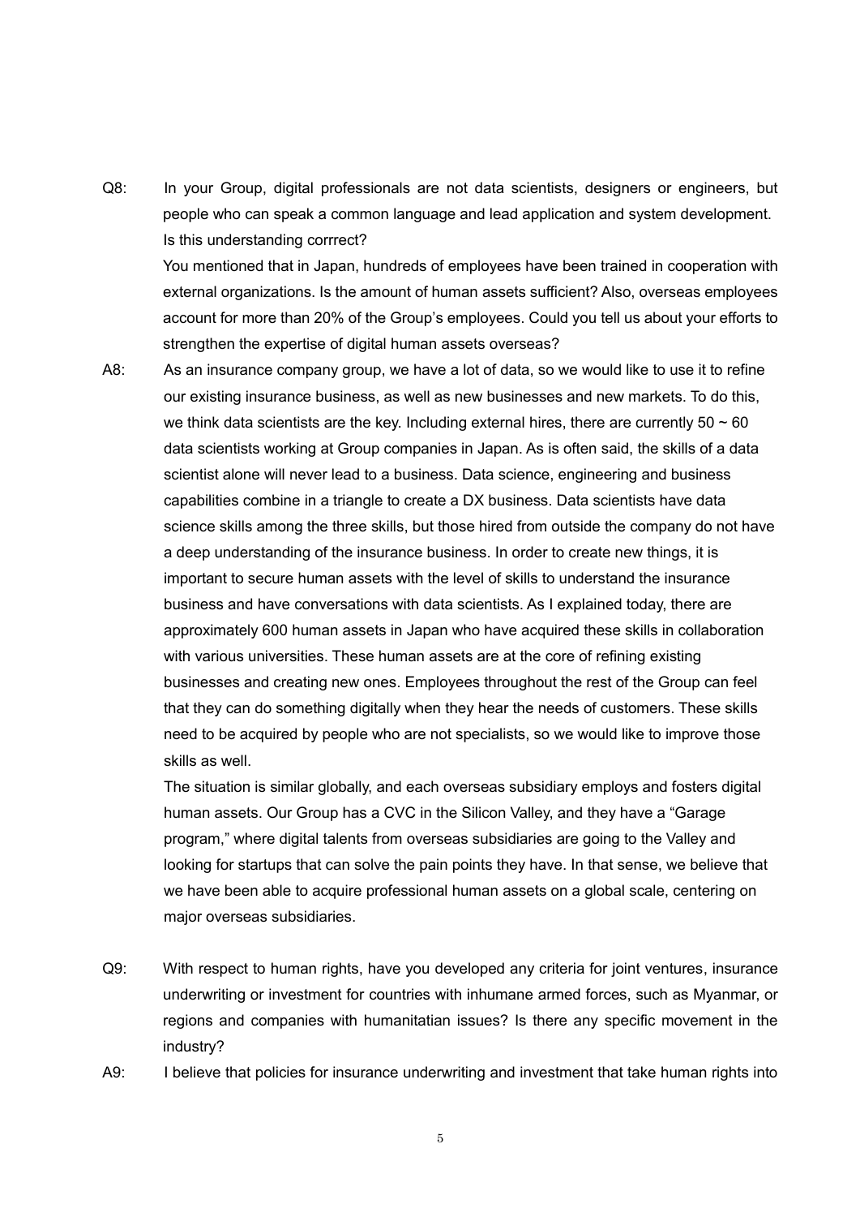Q8: In your Group, digital professionals are not data scientists, designers or engineers, but people who can speak a common language and lead application and system development. Is this understanding corrrect?

You mentioned that in Japan, hundreds of employees have been trained in cooperation with external organizations. Is the amount of human assets sufficient? Also, overseas employees account for more than 20% of the Group's employees. Could you tell us about your efforts to strengthen the expertise of digital human assets overseas?

A8: As an insurance company group, we have a lot of data, so we would like to use it to refine our existing insurance business, as well as new businesses and new markets. To do this, we think data scientists are the key. Including external hires, there are currently 50 ~ 60 data scientists working at Group companies in Japan. As is often said, the skills of a data scientist alone will never lead to a business. Data science, engineering and business capabilities combine in a triangle to create a DX business. Data scientists have data science skills among the three skills, but those hired from outside the company do not have a deep understanding of the insurance business. In order to create new things, it is important to secure human assets with the level of skills to understand the insurance business and have conversations with data scientists. As I explained today, there are approximately 600 human assets in Japan who have acquired these skills in collaboration with various universities. These human assets are at the core of refining existing businesses and creating new ones. Employees throughout the rest of the Group can feel that they can do something digitally when they hear the needs of customers. These skills need to be acquired by people who are not specialists, so we would like to improve those skills as well.

The situation is similar globally, and each overseas subsidiary employs and fosters digital human assets. Our Group has a CVC in the Silicon Valley, and they have a "Garage program," where digital talents from overseas subsidiaries are going to the Valley and looking for startups that can solve the pain points they have. In that sense, we believe that we have been able to acquire professional human assets on a global scale, centering on major overseas subsidiaries.

Q9: With respect to human rights, have you developed any criteria for joint ventures, insurance underwriting or investment for countries with inhumane armed forces, such as Myanmar, or regions and companies with humanitatian issues? Is there any specific movement in the industry?

A9: I believe that policies for insurance underwriting and investment that take human rights into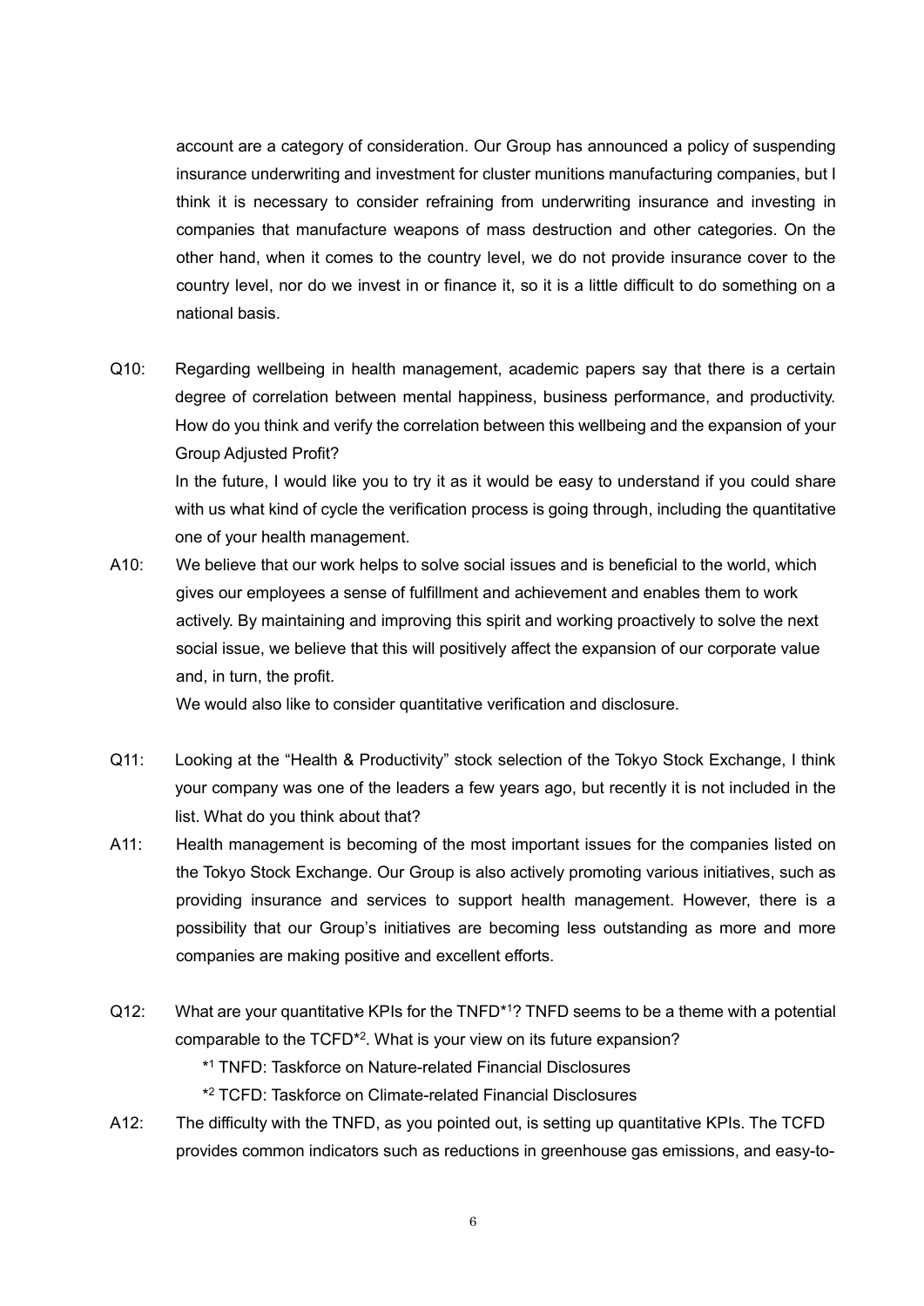account are a category of consideration. Our Group has announced a policy of suspending insurance underwriting and investment for cluster munitions manufacturing companies, but I think it is necessary to consider refraining from underwriting insurance and investing in companies that manufacture weapons of mass destruction and other categories. On the other hand, when it comes to the country level, we do not provide insurance cover to the country level, nor do we invest in or finance it, so it is a little difficult to do something on a national basis.

Q10: Regarding wellbeing in health management, academic papers say that there is a certain degree of correlation between mental happiness, business performance, and productivity. How do you think and verify the correlation between this wellbeing and the expansion of your Group Adjusted Profit?

In the future, I would like you to try it as it would be easy to understand if you could share with us what kind of cycle the verification process is going through, including the quantitative one of your health management.

A10: We believe that our work helps to solve social issues and is beneficial to the world, which gives our employees a sense of fulfillment and achievement and enables them to work actively. By maintaining and improving this spirit and working proactively to solve the next social issue, we believe that this will positively affect the expansion of our corporate value and, in turn, the profit.

We would also like to consider quantitative verification and disclosure.

Q11: Looking at the "Health & Productivity" stock selection of the Tokyo Stock Exchange, I think your company was one of the leaders a few years ago, but recently it is not included in the list. What do you think about that?

A11: Health management is becoming of the most important issues for the companies listed on the Tokyo Stock Exchange. Our Group is also actively promoting various initiatives, such as providing insurance and services to support health management. However, there is a possibility that our Group's initiatives are becoming less outstanding as more and more companies are making positive and excellent efforts.

Q12: What are your quantitative KPIs for the TNFD*[1]? TNFD seems to be a theme with a potential comparable to the TCFD*[2]. What is your view on its future expansion?

*[1] TNFD: Taskforce on Nature-related Financial Disclosures

*[2] TCFD: Taskforce on Climate-related Financial Disclosures

A12: The difficulty with the TNFD, as you pointed out, is setting up quantitative KPIs. The TCFD provides common indicators such as reductions in greenhouse gas emissions, and easy-to-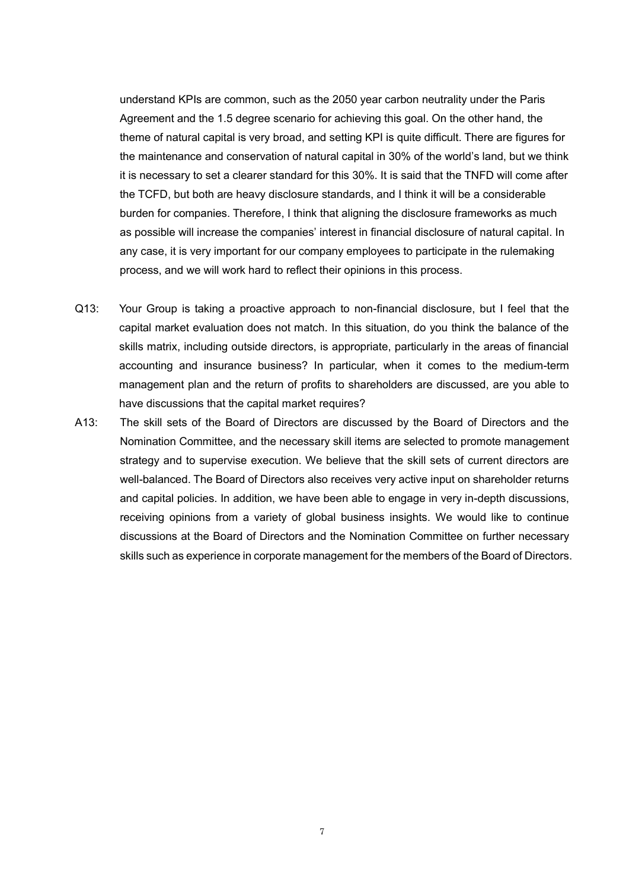understand KPIs are common, such as the 2050 year carbon neutrality under the Paris Agreement and the 1.5 degree scenario for achieving this goal. On the other hand, the theme of natural capital is very broad, and setting KPI is quite difficult. There are figures for the maintenance and conservation of natural capital in 30% of the world's land, but we think it is necessary to set a clearer standard for this 30%. It is said that the TNFD will come after the TCFD, but both are heavy disclosure standards, and I think it will be a considerable burden for companies. Therefore, I think that aligning the disclosure frameworks as much as possible will increase the companies' interest in financial disclosure of natural capital. In any case, it is very important for our company employees to participate in the rulemaking process, and we will work hard to reflect their opinions in this process.

Q13: Your Group is taking a proactive approach to non-financial disclosure, but I feel that the capital market evaluation does not match. In this situation, do you think the balance of the skills matrix, including outside directors, is appropriate, particularly in the areas of financial accounting and insurance business? In particular, when it comes to the medium-term management plan and the return of profits to shareholders are discussed, are you able to have discussions that the capital market requires?

A13: The skill sets of the Board of Directors are discussed by the Board of Directors and the Nomination Committee, and the necessary skill items are selected to promote management strategy and to supervise execution. We believe that the skill sets of current directors are well-balanced. The Board of Directors also receives very active input on shareholder returns and capital policies. In addition, we have been able to engage in very in-depth discussions, receiving opinions from a variety of global business insights. We would like to continue discussions at the Board of Directors and the Nomination Committee on further necessary skills such as experience in corporate management for the members of the Board of Directors.